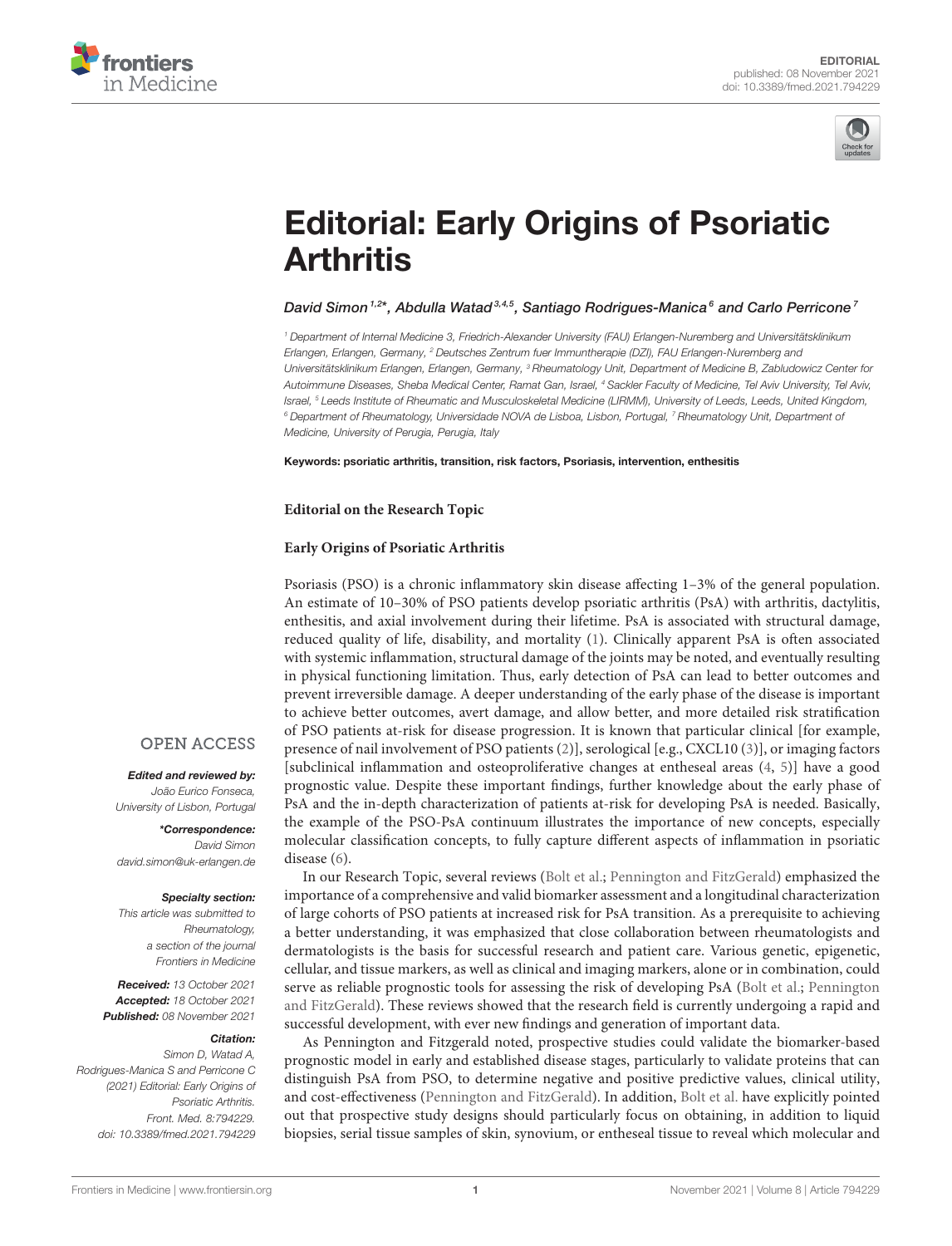EDITORIAL
published: 08 November 2021
doi: 10.3389/fmed.2021.794229

# Editorial: Early Origins of Psoriatic Arthritis

*David Simon [1,2]\*, Abdulla Watad [3,4,5], Santiago Rodrigues-Manica [6] and Carlo Perricone [7]*

[1] Department of Internal Medicine 3, Friedrich-Alexander University (FAU) Erlangen-Nurnberg and Universitätsklinikum Erlangen, Erlangen, Germany, [2] Deutsches Zentrum fuer Immuntherapie (DZI), FAU Erlangen-Nurnberg and Universitätsklinikum Erlangen, Erlangen, Germany, [3] Rheumatology Unit, Department of Medicine B, Zabludowicz Center for Autoimmune Diseases, Sheba Medical Center, Ramat Gan, Israel, [4] Sackler Faculty of Medicine, Tel Aviv University, Tel Aviv, Israel, [5] Leeds Institute of Rheumatic and Musculoskeletal Medicine (LIRMM), University of Leeds, Leeds, United Kingdom, [6] Department of Rheumatology, Universidade NOVA de Lisboa, Lisbon, Portugal, [7] Rheumatology Unit, Department of Medicine, University of Perugia, Perugia, Italy

**Keywords:** psoriatic arthritis, transition, risk factors, Psoriasis, intervention, enthesitis

**Editorial on the Research Topic**

**Early Origins of Psoriatic Arthritis**

Psoriasis (PSO) is a chronic inflammatory skin disease affecting 1–3% of the general population. An estimate of 10–30% of PSO patients develop psoriatic arthritis (PsA) with arthritis, dactylitis, enthesitis, and axial involvement during their lifetime. PsA is associated with structural damage, reduced quality of life, disability, and mortality (1). Clinically apparent PsA is often associated with systemic inflammation, structural damage of the joints may be noted, and eventually resulting in physical functioning limitation. Thus, early detection of PsA can lead to better outcomes and prevent irreversible damage. A deeper understanding of the early phase of the disease is important to achieve better outcomes, avert damage, and allow better, and more detailed risk stratification of PSO patients at-risk for disease progression. It is known that particular clinical [for example, presence of nail involvement of PSO patients (2)], serological [e.g., CXCL10 (3)], or imaging factors [subclinical inflammation and osteoproliferative changes at entheseal areas (4, 5)] have a good prognostic value. Despite these important findings, further knowledge about the early phase of PsA and the in-depth characterization of patients at-risk for developing PsA is needed. Basically, the example of the PSO-PsA continuum illustrates the importance of new concepts, especially molecular classification concepts, to fully capture different aspects of inflammation in psoriatic disease (6).

In our Research Topic, several reviews (Bolt et al.; Pennington and FitzGerald) emphasized the importance of a comprehensive and valid biomarker assessment and a longitudinal characterization of large cohorts of PSO patients at increased risk for PsA transition. As a prerequisite to achieving a better understanding, it was emphasized that close collaboration between rheumatologists and dermatologists is the basis for successful research and patient care. Various genetic, epigenetic, cellular, and tissue markers, as well as clinical and imaging markers, alone or in combination, could serve as reliable prognostic tools for assessing the risk of developing PsA (Bolt et al.; Pennington and FitzGerald). These reviews showed that the research field is currently undergoing a rapid and successful development, with ever new findings and generation of important data.

As Pennington and Fitzgerald noted, prospective studies could validate the biomarker-based prognostic model in early and established disease stages, particularly to validate proteins that can distinguish PsA from PSO, to determine negative and positive predictive values, clinical utility, and cost-effectiveness (Pennington and FitzGerald). In addition, Bolt et al. have explicitly pointed out that prospective study designs should particularly focus on obtaining, in addition to liquid biopsies, serial tissue samples of skin, synovium, or entheseal tissue to reveal which molecular and

OPEN ACCESS

***Edited and reviewed by:***
João Eurico Fonseca,
University of Lisbon, Portugal

***\*Correspondence:***
David Simon
david.simon@uk-erlangen.de

***Specialty section:***
This article was submitted to Rheumatology, a section of the journal Frontiers in Medicine

***Received:*** 13 October 2021
***Accepted:*** 18 October 2021
***Published:*** 08 November 2021

***Citation:***
Simon D, Watad A, Rodrigues-Manica S and Perricone C (2021) Editorial: Early Origins of Psoriatic Arthritis. Front. Med. 8:794229. doi: 10.3389/fmed.2021.794229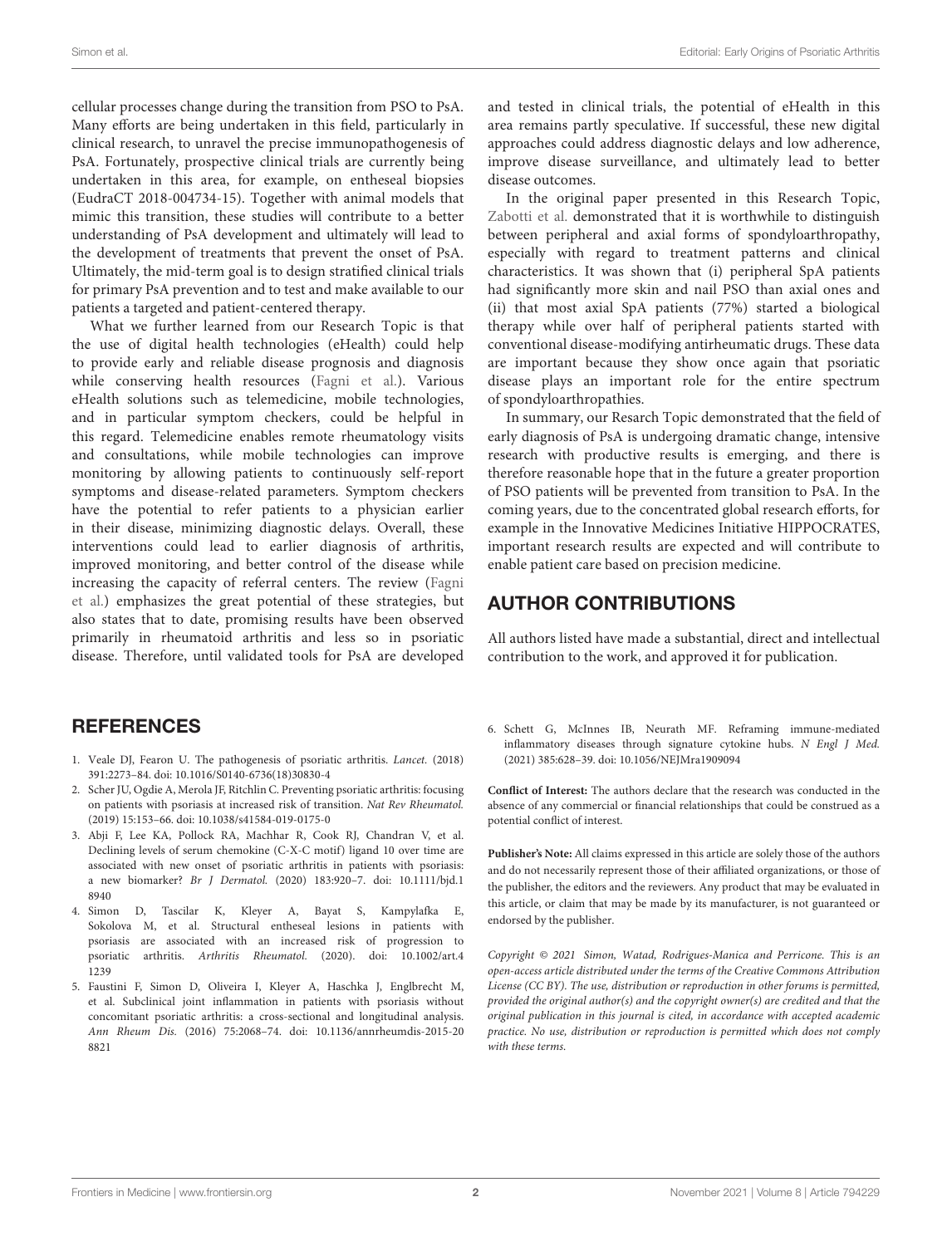cellular processes change during the transition from PSO to PsA. Many efforts are being undertaken in this field, particularly in clinical research, to unravel the precise immunopathogenesis of PsA. Fortunately, prospective clinical trials are currently being undertaken in this area, for example, on entheseal biopsies (EudraCT 2018-004734-15). Together with animal models that mimic this transition, these studies will contribute to a better understanding of PsA development and ultimately will lead to the development of treatments that prevent the onset of PsA. Ultimately, the mid-term goal is to design stratified clinical trials for primary PsA prevention and to test and make available to our patients a targeted and patient-centered therapy.

What we further learned from our Research Topic is that the use of digital health technologies (eHealth) could help to provide early and reliable disease prognosis and diagnosis while conserving health resources (Fagni et al.). Various eHealth solutions such as telemedicine, mobile technologies, and in particular symptom checkers, could be helpful in this regard. Telemedicine enables remote rheumatology visits and consultations, while mobile technologies can improve monitoring by allowing patients to continuously self-report symptoms and disease-related parameters. Symptom checkers have the potential to refer patients to a physician earlier in their disease, minimizing diagnostic delays. Overall, these interventions could lead to earlier diagnosis of arthritis, improved monitoring, and better control of the disease while increasing the capacity of referral centers. The review (Fagni et al.) emphasizes the great potential of these strategies, but also states that to date, promising results have been observed primarily in rheumatoid arthritis and less so in psoriatic disease. Therefore, until validated tools for PsA are developed and tested in clinical trials, the potential of eHealth in this area remains partly speculative. If successful, these new digital approaches could address diagnostic delays and low adherence, improve disease surveillance, and ultimately lead to better disease outcomes.

In the original paper presented in this Research Topic, Zabotti et al. demonstrated that it is worthwhile to distinguish between peripheral and axial forms of spondyloarthropathy, especially with regard to treatment patterns and clinical characteristics. It was shown that (i) peripheral SpA patients had significantly more skin and nail PSO than axial ones and (ii) that most axial SpA patients (77%) started a biological therapy while over half of peripheral patients started with conventional disease-modifying antirheumatic drugs. These data are important because they show once again that psoriatic disease plays an important role for the entire spectrum of spondyloarthropathies.

In summary, our Resarch Topic demonstrated that the field of early diagnosis of PsA is undergoing dramatic change, intensive research with productive results is emerging, and there is therefore reasonable hope that in the future a greater proportion of PSO patients will be prevented from transition to PsA. In the coming years, due to the concentrated global research efforts, for example in the Innovative Medicines Initiative HIPPOCRATES, important research results are expected and will contribute to enable patient care based on precision medicine.

## AUTHOR CONTRIBUTIONS

All authors listed have made a substantial, direct and intellectual contribution to the work, and approved it for publication.

## REFERENCES

1. Veale DJ, Fearon U. The pathogenesis of psoriatic arthritis. *Lancet.* (2018) 391:2273–84. doi: 10.1016/S0140-6736(18)30830-4
2. Scher JU, Ogdie A, Merola JF, Ritchlin C. Preventing psoriatic arthritis: focusing on patients with psoriasis at increased risk of transition. *Nat Rev Rheumatol.* (2019) 15:153–66. doi: 10.1038/s41584-019-0175-0
3. Abji F, Lee KA, Pollock RA, Machhar R, Cook RJ, Chandran V, et al. Declining levels of serum chemokine (C-X-C motif) ligand 10 over time are associated with new onset of psoriatic arthritis in patients with psoriasis: a new biomarker? *Br J Dermatol.* (2020) 183:920–7. doi: 10.1111/bjd.18940
4. Simon D, Tascilar K, Kleyer A, Bayat S, Kampylafka E, Sokolova M, et al. Structural entheseal lesions in patients with psoriasis are associated with an increased risk of progression to psoriatic arthritis. *Arthritis Rheumatol.* (2020). doi: 10.1002/art.41239
5. Faustini F, Simon D, Oliveira I, Kleyer A, Haschka J, Englbrecht M, et al. Subclinical joint inflammation in patients with psoriasis without concomitant psoriatic arthritis: a cross-sectional and longitudinal analysis. *Ann Rheum Dis.* (2016) 75:2068–74. doi: 10.1136/annrheumdis-2015-208821
6. Schett G, McInnes IB, Neurath MF. Reframing immune-mediated inflammatory diseases through signature cytokine hubs. *N Engl J Med.* (2021) 385:628–39. doi: 10.1056/NEJMra1909094

**Conflict of Interest:** The authors declare that the research was conducted in the absence of any commercial or financial relationships that could be construed as a potential conflict of interest.

**Publisher's Note:** All claims expressed in this article are solely those of the authors and do not necessarily represent those of their affiliated organizations, or those of the publisher, the editors and the reviewers. Any product that may be evaluated in this article, or claim that may be made by its manufacturer, is not guaranteed or endorsed by the publisher.

*Copyright © 2021 Simon, Watad, Rodrigues-Manica and Perricone. This is an open-access article distributed under the terms of the Creative Commons Attribution License (CC BY). The use, distribution or reproduction in other forums is permitted, provided the original author(s) and the copyright owner(s) are credited and that the original publication in this journal is cited, in accordance with accepted academic practice. No use, distribution or reproduction is permitted which does not comply with these terms.*